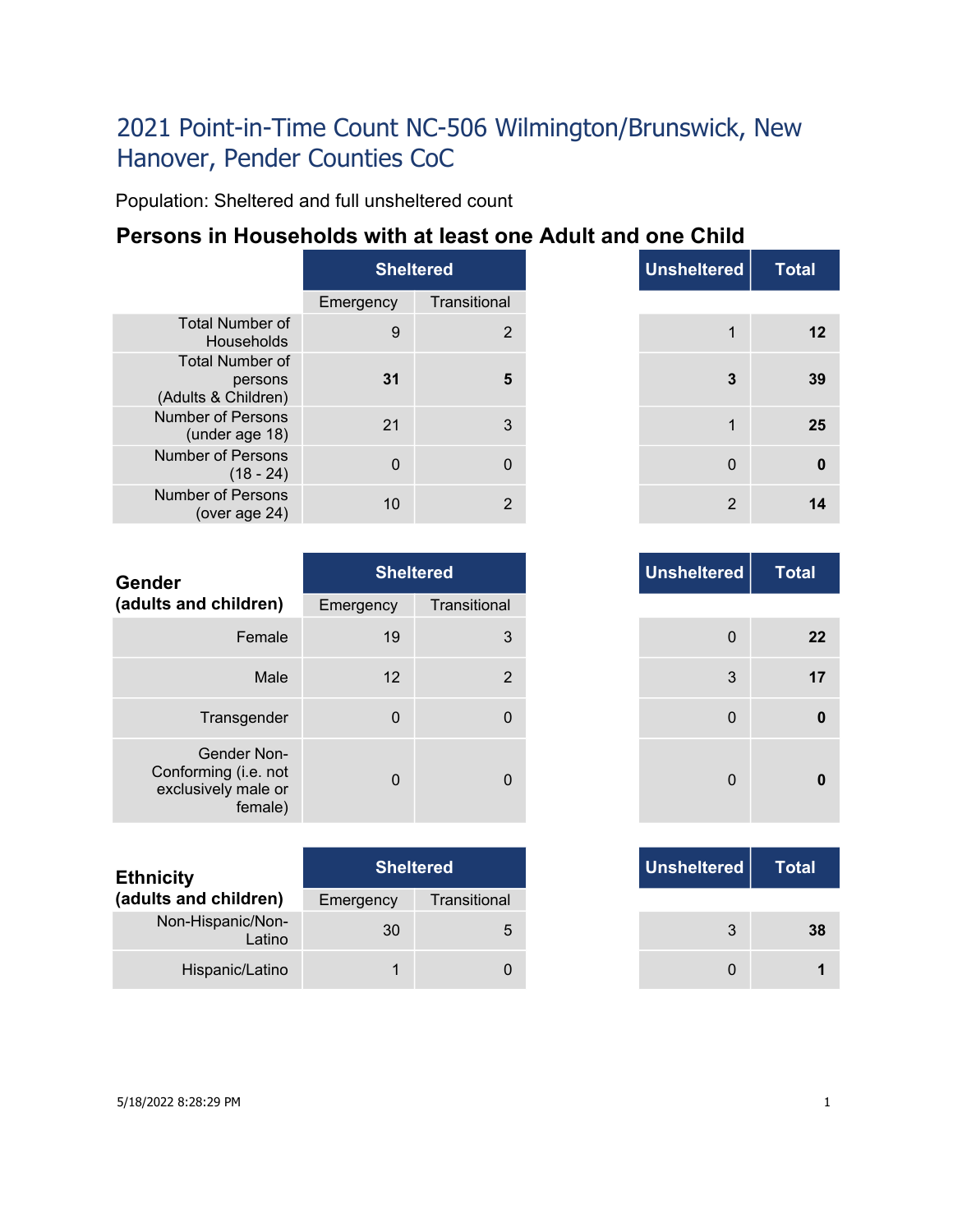# 2021 Point-in-Time Count NC-506 Wilmington/Brunswick, New Hanover, Pender Counties CoC

Population: Sheltered and full unsheltered count

## Persons in Households with at least one Adult and one Child

| | Sheltered | | Unsheltered | Total |
|---|---|---|---|---|
| | Emergency | Transitional | | |
| Total Number of Households | 9 | 2 | 1 | **12** |
| Total Number of persons (Adults & Children) | **31** | **5** | **3** | **39** |
| Number of Persons (under age 18) | 21 | 3 | 1 | **25** |
| Number of Persons (18 - 24) | 0 | 0 | 0 | **0** |
| Number of Persons (over age 24) | 10 | 2 | 2 | **14** |

| Gender (adults and children) | Sheltered | | Unsheltered | Total |
|---|---|---|---|---|
| | Emergency | Transitional | | |
| Female | 19 | 3 | 0 | **22** |
| Male | 12 | 2 | 3 | **17** |
| Transgender | 0 | 0 | 0 | **0** |
| Gender Non-Conforming (i.e. not exclusively male or female) | 0 | 0 | 0 | **0** |

| Ethnicity (adults and children) | Sheltered | | Unsheltered | Total |
|---|---|---|---|---|
| | Emergency | Transitional | | |
| Non-Hispanic/Non-Latino | 30 | 5 | 3 | **38** |
| Hispanic/Latino | 1 | 0 | 0 | **1** |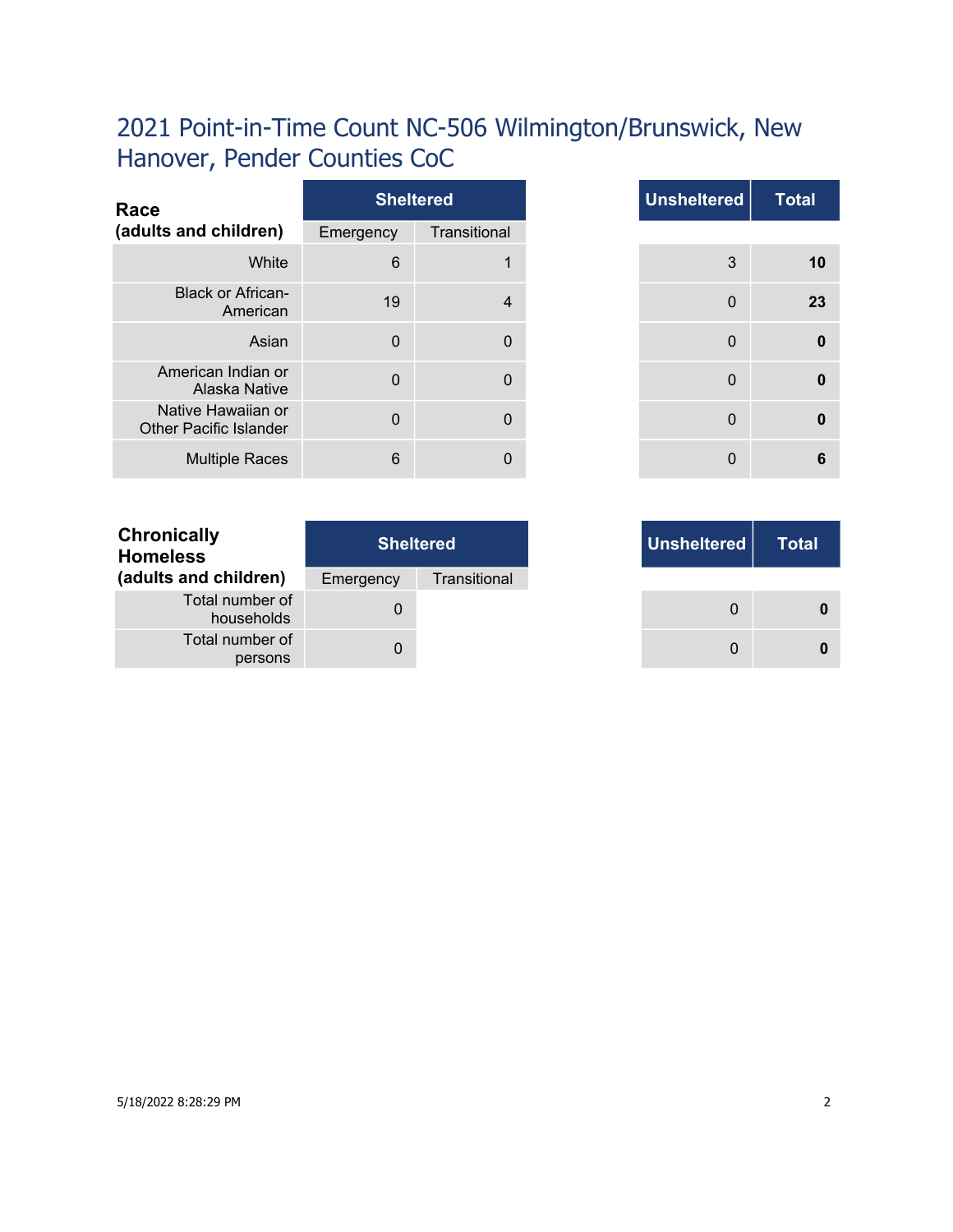# 2021 Point-in-Time Count NC-506 Wilmington/Brunswick, New Hanover, Pender Counties CoC

| Race (adults and children) | Sheltered | | Unsheltered | Total |
|---|---|---|---|---|
| | Emergency | Transitional | | |
| White | 6 | 1 | 3 | **10** |
| Black or African-American | 19 | 4 | 0 | **23** |
| Asian | 0 | 0 | 0 | **0** |
| American Indian or Alaska Native | 0 | 0 | 0 | **0** |
| Native Hawaiian or Other Pacific Islander | 0 | 0 | 0 | **0** |
| Multiple Races | 6 | 0 | 0 | **6** |

| Chronically Homeless (adults and children) | Sheltered | | Unsheltered | Total |
|---|---|---|---|---|
| | Emergency | Transitional | | |
| Total number of households | 0 | | 0 | **0** |
| Total number of persons | 0 | | 0 | **0** |

5/18/2022 8:28:29 PM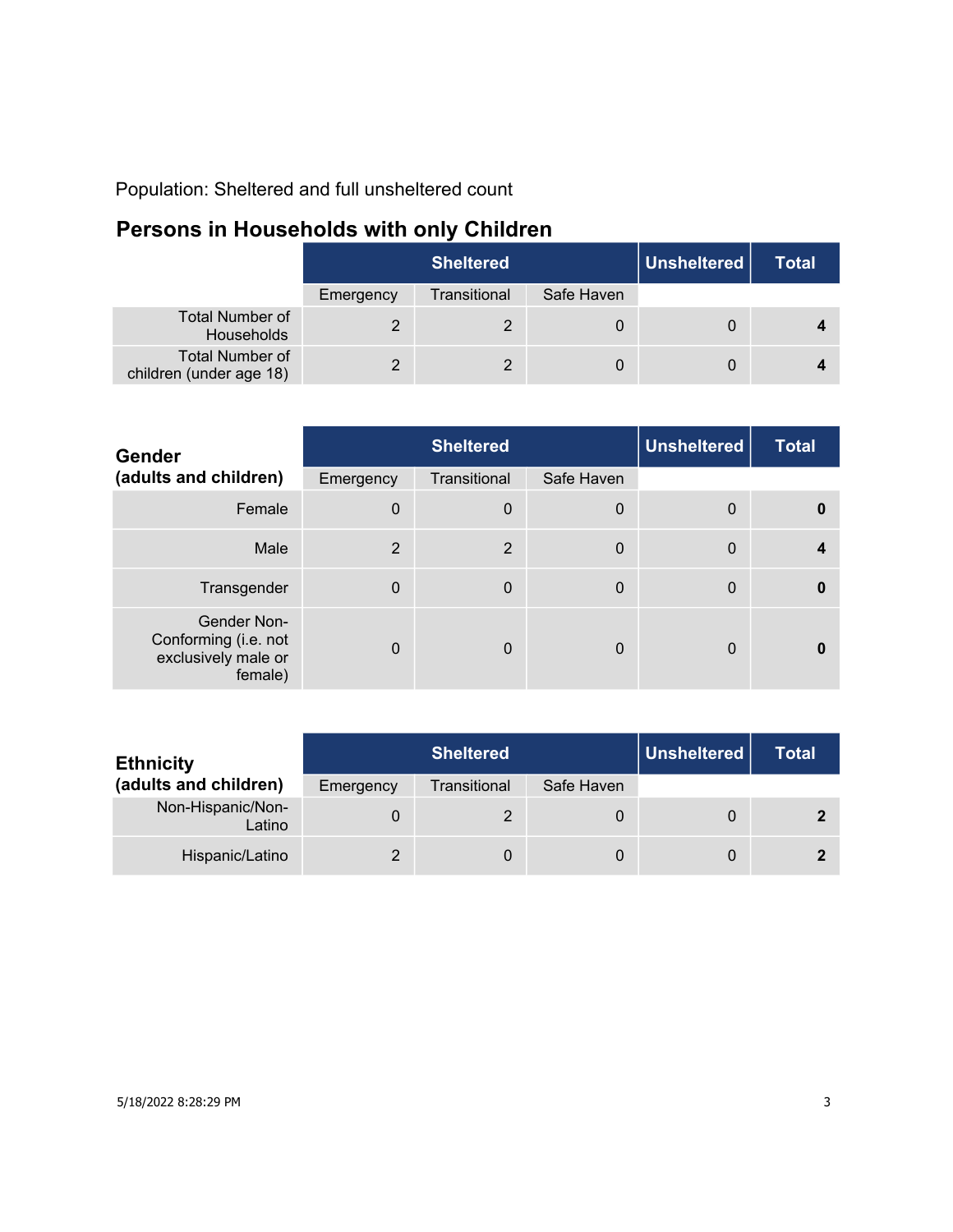Population: Sheltered and full unsheltered count

## Persons in Households with only Children

| | Sheltered | | | Unsheltered | Total |
|---|---|---|---|---|---|
| | Emergency | Transitional | Safe Haven | | |
| Total Number of Households | 2 | 2 | 0 | 0 | **4** |
| Total Number of children (under age 18) | 2 | 2 | 0 | 0 | **4** |

| **Gender (adults and children)** | Sheltered | | | Unsheltered | Total |
|---|---|---|---|---|---|
| | Emergency | Transitional | Safe Haven | | |
| Female | 0 | 0 | 0 | 0 | **0** |
| Male | 2 | 2 | 0 | 0 | **4** |
| Transgender | 0 | 0 | 0 | 0 | **0** |
| Gender Non-Conforming (i.e. not exclusively male or female) | 0 | 0 | 0 | 0 | **0** |

| **Ethnicity (adults and children)** | Sheltered | | | Unsheltered | Total |
|---|---|---|---|---|---|
| | Emergency | Transitional | Safe Haven | | |
| Non-Hispanic/Non-Latino | 0 | 2 | 0 | 0 | **2** |
| Hispanic/Latino | 2 | 0 | 0 | 0 | **2** |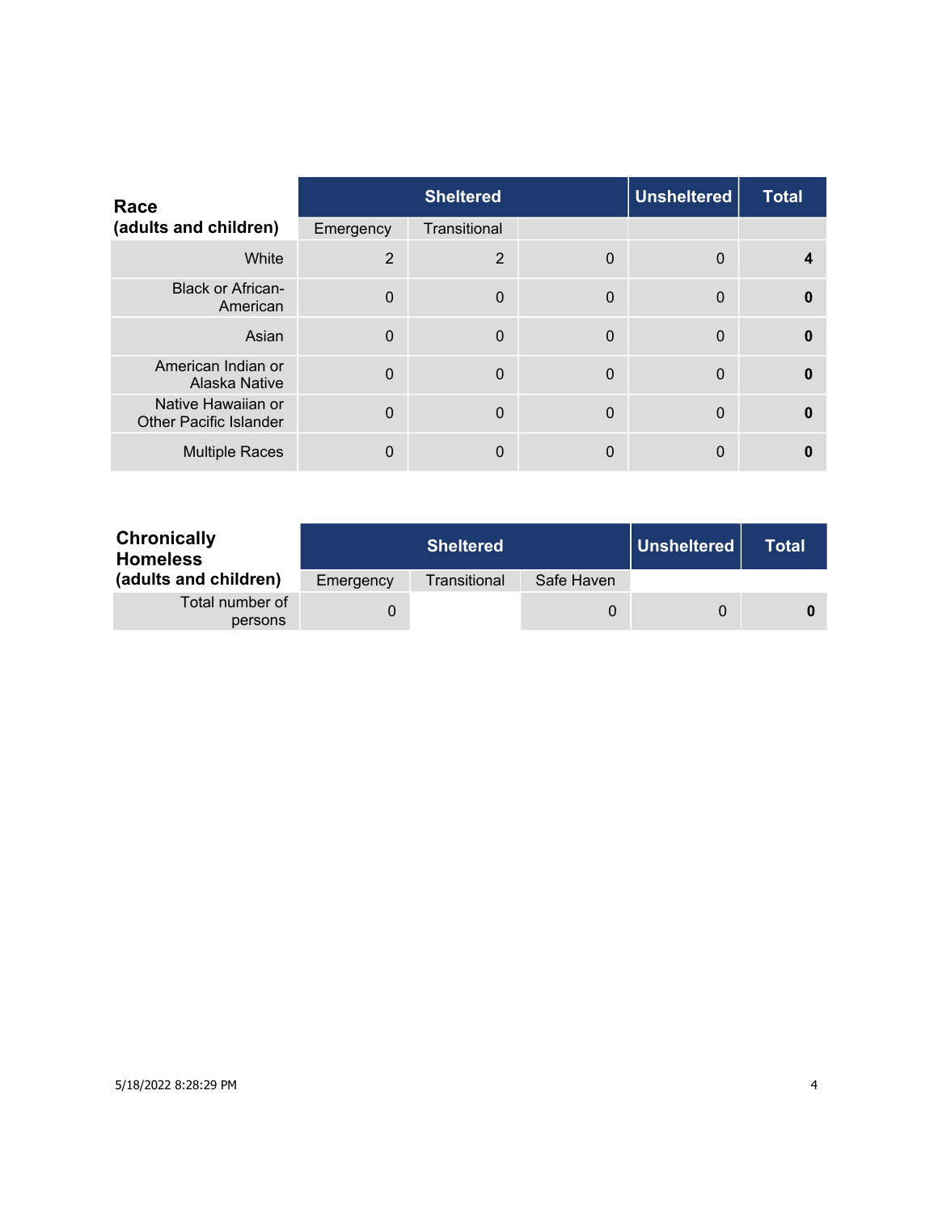| Race<br>(adults and children) | Sheltered | | | Unsheltered | Total |
|---|---|---|---|---|---|
| | Emergency | Transitional | | | |
| White | 2 | 2 | 0 | 0 | **4** |
| Black or African-American | 0 | 0 | 0 | 0 | **0** |
| Asian | 0 | 0 | 0 | 0 | **0** |
| American Indian or Alaska Native | 0 | 0 | 0 | 0 | **0** |
| Native Hawaiian or Other Pacific Islander | 0 | 0 | 0 | 0 | **0** |
| Multiple Races | 0 | 0 | 0 | 0 | **0** |

| Chronically Homeless<br>(adults and children) | Sheltered | | | Unsheltered | Total |
|---|---|---|---|---|---|
| | Emergency | Transitional | Safe Haven | | |
| Total number of persons | 0 | | 0 | 0 | **0** |

5/18/2022 8:28:29 PM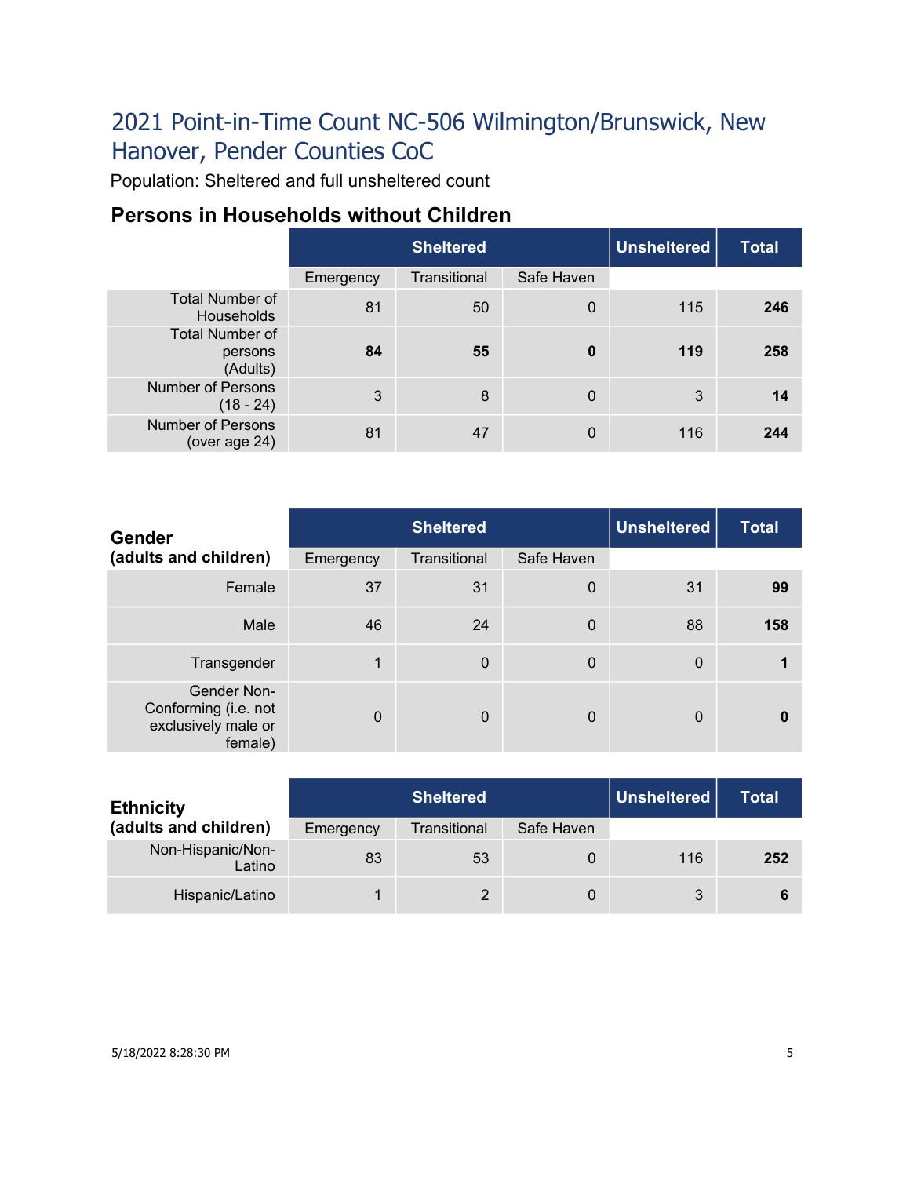# 2021 Point-in-Time Count NC-506 Wilmington/Brunswick, New Hanover, Pender Counties CoC

Population: Sheltered and full unsheltered count

## Persons in Households without Children

| | Sheltered | | | Unsheltered | Total |
|---|---|---|---|---|---|
| | Emergency | Transitional | Safe Haven | | |
| Total Number of Households | 81 | 50 | 0 | 115 | **246** |
| Total Number of persons (Adults) | **84** | **55** | **0** | **119** | **258** |
| Number of Persons (18 - 24) | 3 | 8 | 0 | 3 | **14** |
| Number of Persons (over age 24) | 81 | 47 | 0 | 116 | **244** |

| **Gender (adults and children)** | Sheltered | | | Unsheltered | Total |
|---|---|---|---|---|---|
| | Emergency | Transitional | Safe Haven | | |
| Female | 37 | 31 | 0 | 31 | **99** |
| Male | 46 | 24 | 0 | 88 | **158** |
| Transgender | 1 | 0 | 0 | 0 | **1** |
| Gender Non-Conforming (i.e. not exclusively male or female) | 0 | 0 | 0 | 0 | **0** |

| **Ethnicity (adults and children)** | Sheltered | | | Unsheltered | Total |
|---|---|---|---|---|---|
| | Emergency | Transitional | Safe Haven | | |
| Non-Hispanic/Non-Latino | 83 | 53 | 0 | 116 | **252** |
| Hispanic/Latino | 1 | 2 | 0 | 3 | **6** |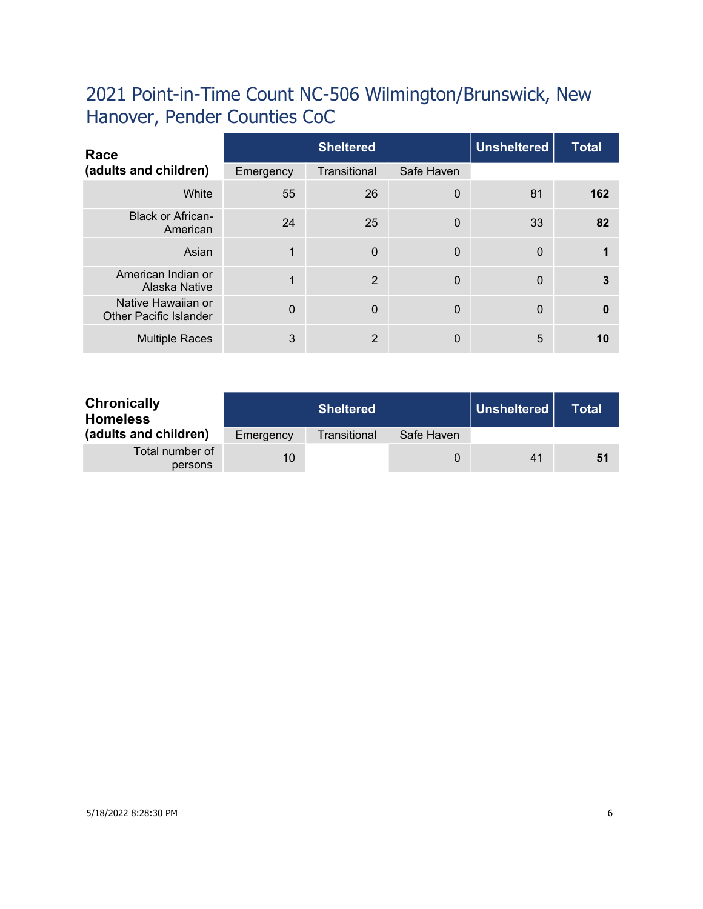# 2021 Point-in-Time Count NC-506 Wilmington/Brunswick, New Hanover, Pender Counties CoC

| Race (adults and children) | Sheltered | | | Unsheltered | Total |
|---|---|---|---|---|---|
| | Emergency | Transitional | Safe Haven | | |
| White | 55 | 26 | 0 | 81 | **162** |
| Black or African-American | 24 | 25 | 0 | 33 | **82** |
| Asian | 1 | 0 | 0 | 0 | **1** |
| American Indian or Alaska Native | 1 | 2 | 0 | 0 | **3** |
| Native Hawaiian or Other Pacific Islander | 0 | 0 | 0 | 0 | **0** |
| Multiple Races | 3 | 2 | 0 | 5 | **10** |

| Chronically Homeless (adults and children) | Sheltered | | | Unsheltered | Total |
|---|---|---|---|---|---|
| | Emergency | Transitional | Safe Haven | | |
| Total number of persons | 10 | | 0 | 41 | **51** |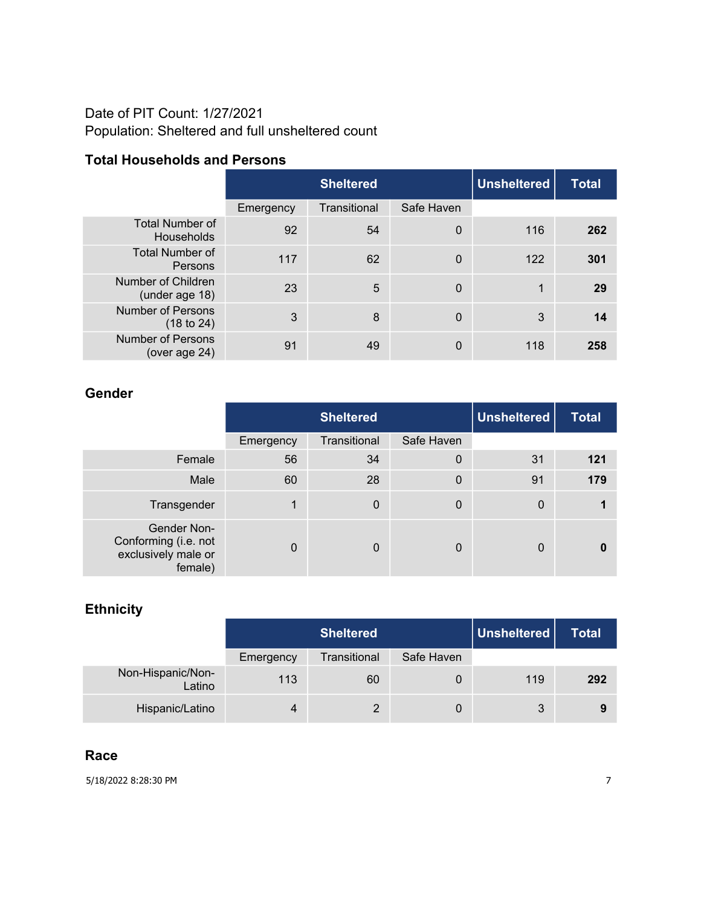Date of PIT Count: 1/27/2021
Population: Sheltered and full unsheltered count

### Total Households and Persons

| | Sheltered | | | Unsheltered | Total |
|---|---|---|---|---|---|
| | Emergency | Transitional | Safe Haven | | |
| Total Number of Households | 92 | 54 | 0 | 116 | **262** |
| Total Number of Persons | 117 | 62 | 0 | 122 | **301** |
| Number of Children (under age 18) | 23 | 5 | 0 | 1 | **29** |
| Number of Persons (18 to 24) | 3 | 8 | 0 | 3 | **14** |
| Number of Persons (over age 24) | 91 | 49 | 0 | 118 | **258** |

### Gender

| | Sheltered | | | Unsheltered | Total |
|---|---|---|---|---|---|
| | Emergency | Transitional | Safe Haven | | |
| Female | 56 | 34 | 0 | 31 | **121** |
| Male | 60 | 28 | 0 | 91 | **179** |
| Transgender | 1 | 0 | 0 | 0 | **1** |
| Gender Non-Conforming (i.e. not exclusively male or female) | 0 | 0 | 0 | 0 | **0** |

### Ethnicity

| | Sheltered | | | Unsheltered | Total |
|---|---|---|---|---|---|
| | Emergency | Transitional | Safe Haven | | |
| Non-Hispanic/Non-Latino | 113 | 60 | 0 | 119 | **292** |
| Hispanic/Latino | 4 | 2 | 0 | 3 | **9** |

### Race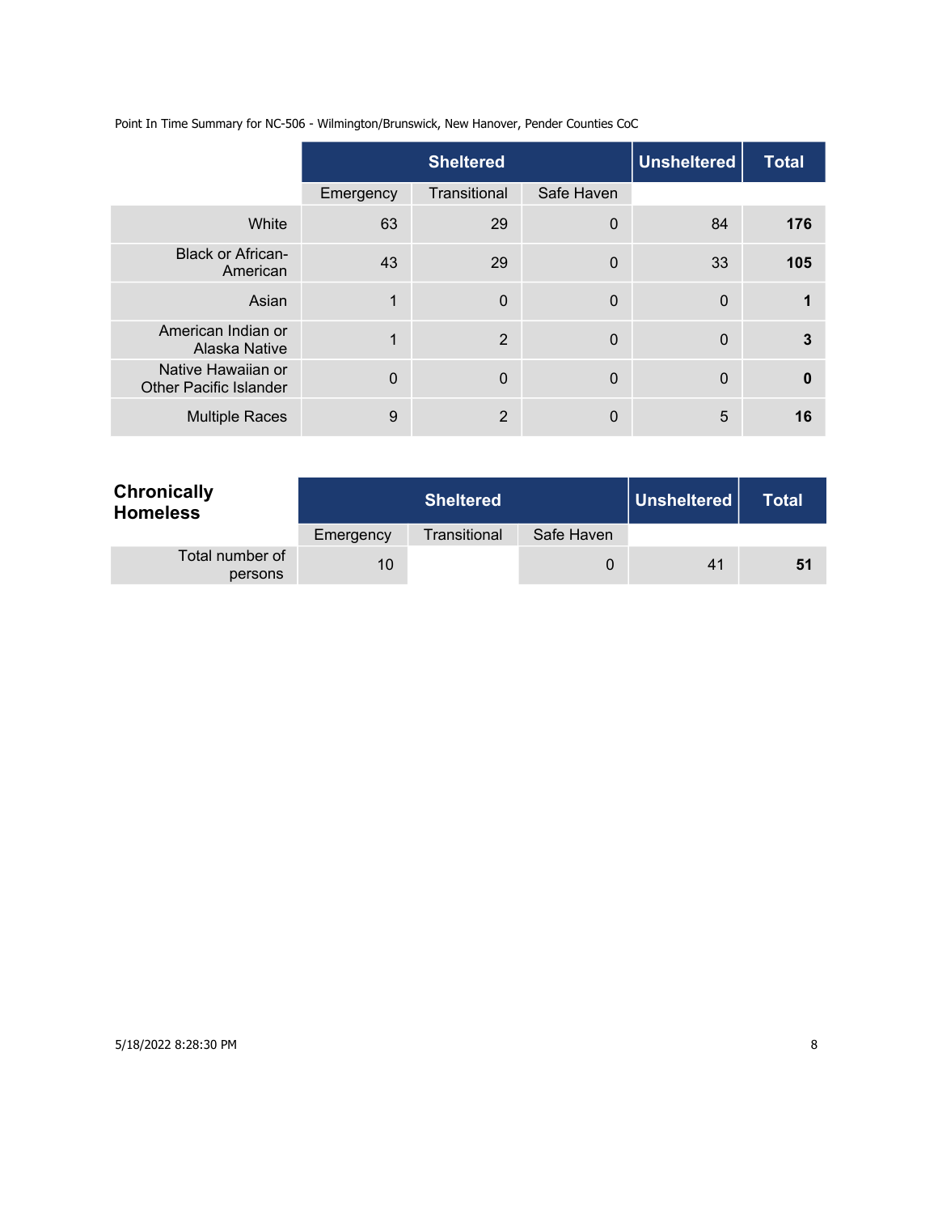Point In Time Summary for NC-506 - Wilmington/Brunswick, New Hanover, Pender Counties CoC

| | Sheltered | | | Unsheltered | Total |
|---|---|---|---|---|---|
| | Emergency | Transitional | Safe Haven | | |
| White | 63 | 29 | 0 | 84 | **176** |
| Black or African-American | 43 | 29 | 0 | 33 | **105** |
| Asian | 1 | 0 | 0 | 0 | **1** |
| American Indian or Alaska Native | 1 | 2 | 0 | 0 | **3** |
| Native Hawaiian or Other Pacific Islander | 0 | 0 | 0 | 0 | **0** |
| Multiple Races | 9 | 2 | 0 | 5 | **16** |

| **Chronically Homeless** | Sheltered | | | Unsheltered | Total |
|---|---|---|---|---|---|
| | Emergency | Transitional | Safe Haven | | |
| Total number of persons | 10 | | 0 | 41 | **51** |

5/18/2022 8:28:30 PM